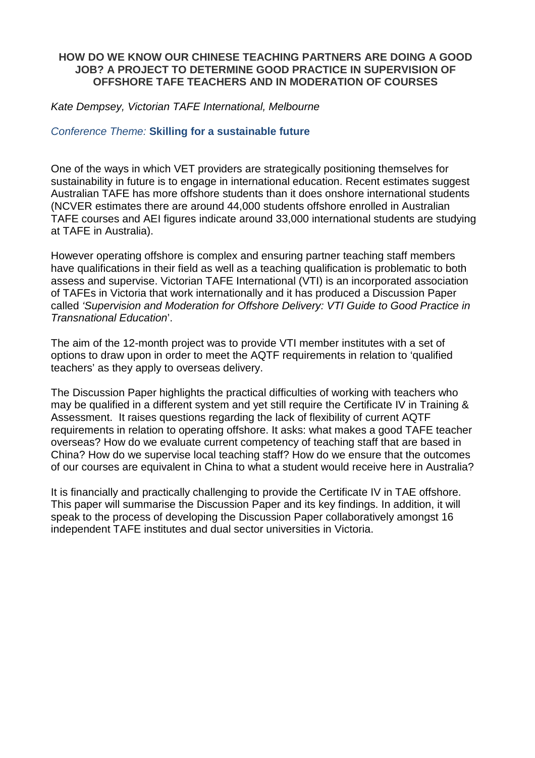# HOW DO WE KNOW OUR CHINESE TEACHING PARTNERS ARE DOING A GOOD JOB? A PROJECT TO DETERMINE GOOD PRACTICE IN SUPERVISION OF OFFSHORE TAFE TEACHERS AND IN MODERATION OF COURSES

*Kate Dempsey, Victorian TAFE International, Melbourne*

*Conference Theme:* **Skilling for a sustainable future**

One of the ways in which VET providers are strategically positioning themselves for sustainability in future is to engage in international education. Recent estimates suggest Australian TAFE has more offshore students than it does onshore international students (NCVER estimates there are around 44,000 students offshore enrolled in Australian TAFE courses and AEI figures indicate around 33,000 international students are studying at TAFE in Australia).

However operating offshore is complex and ensuring partner teaching staff members have qualifications in their field as well as a teaching qualification is problematic to both assess and supervise. Victorian TAFE International (VTI) is an incorporated association of TAFEs in Victoria that work internationally and it has produced a Discussion Paper called *'Supervision and Moderation for Offshore Delivery: VTI Guide to Good Practice in Transnational Education*'.

The aim of the 12-month project was to provide VTI member institutes with a set of options to draw upon in order to meet the AQTF requirements in relation to 'qualified teachers' as they apply to overseas delivery.

The Discussion Paper highlights the practical difficulties of working with teachers who may be qualified in a different system and yet still require the Certificate IV in Training & Assessment. It raises questions regarding the lack of flexibility of current AQTF requirements in relation to operating offshore. It asks: what makes a good TAFE teacher overseas? How do we evaluate current competency of teaching staff that are based in China? How do we supervise local teaching staff? How do we ensure that the outcomes of our courses are equivalent in China to what a student would receive here in Australia?

It is financially and practically challenging to provide the Certificate IV in TAE offshore. This paper will summarise the Discussion Paper and its key findings. In addition, it will speak to the process of developing the Discussion Paper collaboratively amongst 16 independent TAFE institutes and dual sector universities in Victoria.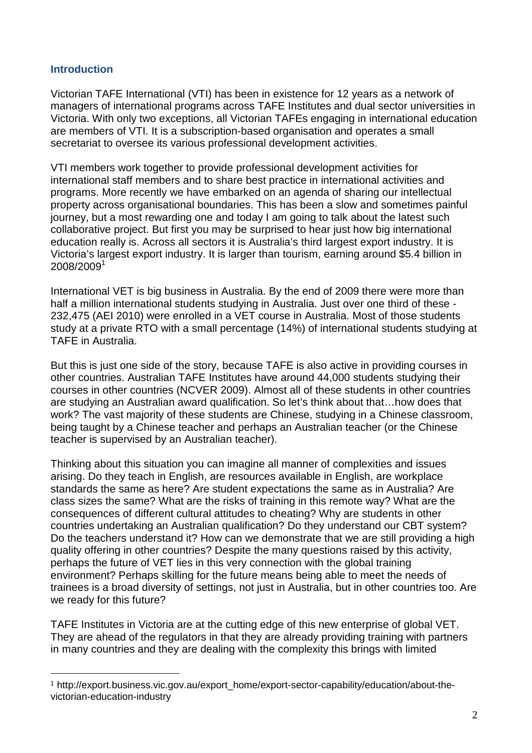## Introduction

Victorian TAFE International (VTI) has been in existence for 12 years as a network of managers of international programs across TAFE Institutes and dual sector universities in Victoria. With only two exceptions, all Victorian TAFEs engaging in international education are members of VTI. It is a subscription-based organisation and operates a small secretariat to oversee its various professional development activities.

VTI members work together to provide professional development activities for international staff members and to share best practice in international activities and programs. More recently we have embarked on an agenda of sharing our intellectual property across organisational boundaries. This has been a slow and sometimes painful journey, but a most rewarding one and today I am going to talk about the latest such collaborative project. But first you may be surprised to hear just how big international education really is. Across all sectors it is Australia's third largest export industry. It is Victoria's largest export industry. It is larger than tourism, earning around $5.4 billion in 2008/2009[1]

International VET is big business in Australia. By the end of 2009 there were more than half a million international students studying in Australia. Just over one third of these - 232,475 (AEI 2010) were enrolled in a VET course in Australia. Most of those students study at a private RTO with a small percentage (14%) of international students studying at TAFE in Australia.

But this is just one side of the story, because TAFE is also active in providing courses in other countries. Australian TAFE Institutes have around 44,000 students studying their courses in other countries (NCVER 2009). Almost all of these students in other countries are studying an Australian award qualification. So let's think about that…how does that work? The vast majority of these students are Chinese, studying in a Chinese classroom, being taught by a Chinese teacher and perhaps an Australian teacher (or the Chinese teacher is supervised by an Australian teacher).

Thinking about this situation you can imagine all manner of complexities and issues arising. Do they teach in English, are resources available in English, are workplace standards the same as here? Are student expectations the same as in Australia? Are class sizes the same? What are the risks of training in this remote way? What are the consequences of different cultural attitudes to cheating? Why are students in other countries undertaking an Australian qualification? Do they understand our CBT system? Do the teachers understand it? How can we demonstrate that we are still providing a high quality offering in other countries? Despite the many questions raised by this activity, perhaps the future of VET lies in this very connection with the global training environment? Perhaps skilling for the future means being able to meet the needs of trainees is a broad diversity of settings, not just in Australia, but in other countries too. Are we ready for this future?

TAFE Institutes in Victoria are at the cutting edge of this new enterprise of global VET. They are ahead of the regulators in that they are already providing training with partners in many countries and they are dealing with the complexity this brings with limited

[1] http://export.business.vic.gov.au/export_home/export-sector-capability/education/about-the-victorian-education-industry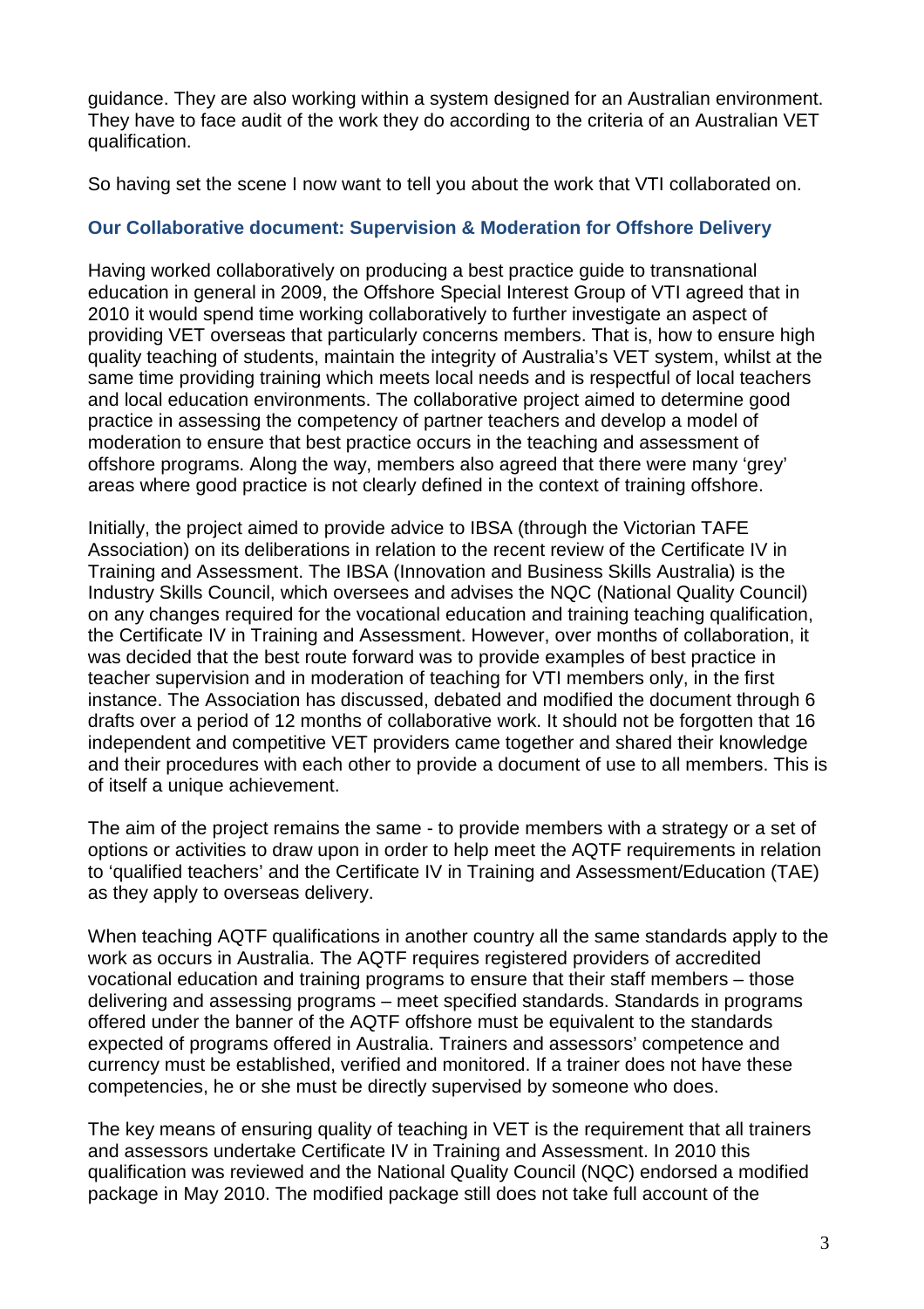guidance. They are also working within a system designed for an Australian environment. They have to face audit of the work they do according to the criteria of an Australian VET qualification.

So having set the scene I now want to tell you about the work that VTI collaborated on.

### Our Collaborative document: Supervision & Moderation for Offshore Delivery

Having worked collaboratively on producing a best practice guide to transnational education in general in 2009, the Offshore Special Interest Group of VTI agreed that in 2010 it would spend time working collaboratively to further investigate an aspect of providing VET overseas that particularly concerns members. That is, how to ensure high quality teaching of students, maintain the integrity of Australia's VET system, whilst at the same time providing training which meets local needs and is respectful of local teachers and local education environments. The collaborative project aimed to determine good practice in assessing the competency of partner teachers and develop a model of moderation to ensure that best practice occurs in the teaching and assessment of offshore programs. Along the way, members also agreed that there were many 'grey' areas where good practice is not clearly defined in the context of training offshore.

Initially, the project aimed to provide advice to IBSA (through the Victorian TAFE Association) on its deliberations in relation to the recent review of the Certificate IV in Training and Assessment. The IBSA (Innovation and Business Skills Australia) is the Industry Skills Council, which oversees and advises the NQC (National Quality Council) on any changes required for the vocational education and training teaching qualification, the Certificate IV in Training and Assessment. However, over months of collaboration, it was decided that the best route forward was to provide examples of best practice in teacher supervision and in moderation of teaching for VTI members only, in the first instance. The Association has discussed, debated and modified the document through 6 drafts over a period of 12 months of collaborative work. It should not be forgotten that 16 independent and competitive VET providers came together and shared their knowledge and their procedures with each other to provide a document of use to all members. This is of itself a unique achievement.

The aim of the project remains the same - to provide members with a strategy or a set of options or activities to draw upon in order to help meet the AQTF requirements in relation to 'qualified teachers' and the Certificate IV in Training and Assessment/Education (TAE) as they apply to overseas delivery.

When teaching AQTF qualifications in another country all the same standards apply to the work as occurs in Australia. The AQTF requires registered providers of accredited vocational education and training programs to ensure that their staff members – those delivering and assessing programs – meet specified standards. Standards in programs offered under the banner of the AQTF offshore must be equivalent to the standards expected of programs offered in Australia. Trainers and assessors' competence and currency must be established, verified and monitored. If a trainer does not have these competencies, he or she must be directly supervised by someone who does.

The key means of ensuring quality of teaching in VET is the requirement that all trainers and assessors undertake Certificate IV in Training and Assessment. In 2010 this qualification was reviewed and the National Quality Council (NQC) endorsed a modified package in May 2010. The modified package still does not take full account of the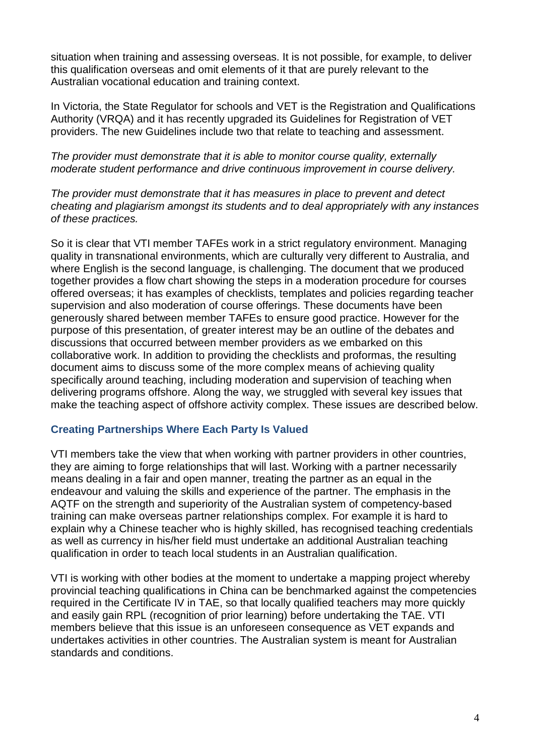situation when training and assessing overseas. It is not possible, for example, to deliver this qualification overseas and omit elements of it that are purely relevant to the Australian vocational education and training context.

In Victoria, the State Regulator for schools and VET is the Registration and Qualifications Authority (VRQA) and it has recently upgraded its Guidelines for Registration of VET providers. The new Guidelines include two that relate to teaching and assessment.

*The provider must demonstrate that it is able to monitor course quality, externally moderate student performance and drive continuous improvement in course delivery.*

*The provider must demonstrate that it has measures in place to prevent and detect cheating and plagiarism amongst its students and to deal appropriately with any instances of these practices.*

So it is clear that VTI member TAFEs work in a strict regulatory environment. Managing quality in transnational environments, which are culturally very different to Australia, and where English is the second language, is challenging. The document that we produced together provides a flow chart showing the steps in a moderation procedure for courses offered overseas; it has examples of checklists, templates and policies regarding teacher supervision and also moderation of course offerings. These documents have been generously shared between member TAFEs to ensure good practice. However for the purpose of this presentation, of greater interest may be an outline of the debates and discussions that occurred between member providers as we embarked on this collaborative work. In addition to providing the checklists and proformas, the resulting document aims to discuss some of the more complex means of achieving quality specifically around teaching, including moderation and supervision of teaching when delivering programs offshore. Along the way, we struggled with several key issues that make the teaching aspect of offshore activity complex. These issues are described below.

## Creating Partnerships Where Each Party Is Valued

VTI members take the view that when working with partner providers in other countries, they are aiming to forge relationships that will last. Working with a partner necessarily means dealing in a fair and open manner, treating the partner as an equal in the endeavour and valuing the skills and experience of the partner. The emphasis in the AQTF on the strength and superiority of the Australian system of competency-based training can make overseas partner relationships complex. For example it is hard to explain why a Chinese teacher who is highly skilled, has recognised teaching credentials as well as currency in his/her field must undertake an additional Australian teaching qualification in order to teach local students in an Australian qualification.

VTI is working with other bodies at the moment to undertake a mapping project whereby provincial teaching qualifications in China can be benchmarked against the competencies required in the Certificate IV in TAE, so that locally qualified teachers may more quickly and easily gain RPL (recognition of prior learning) before undertaking the TAE. VTI members believe that this issue is an unforeseen consequence as VET expands and undertakes activities in other countries. The Australian system is meant for Australian standards and conditions.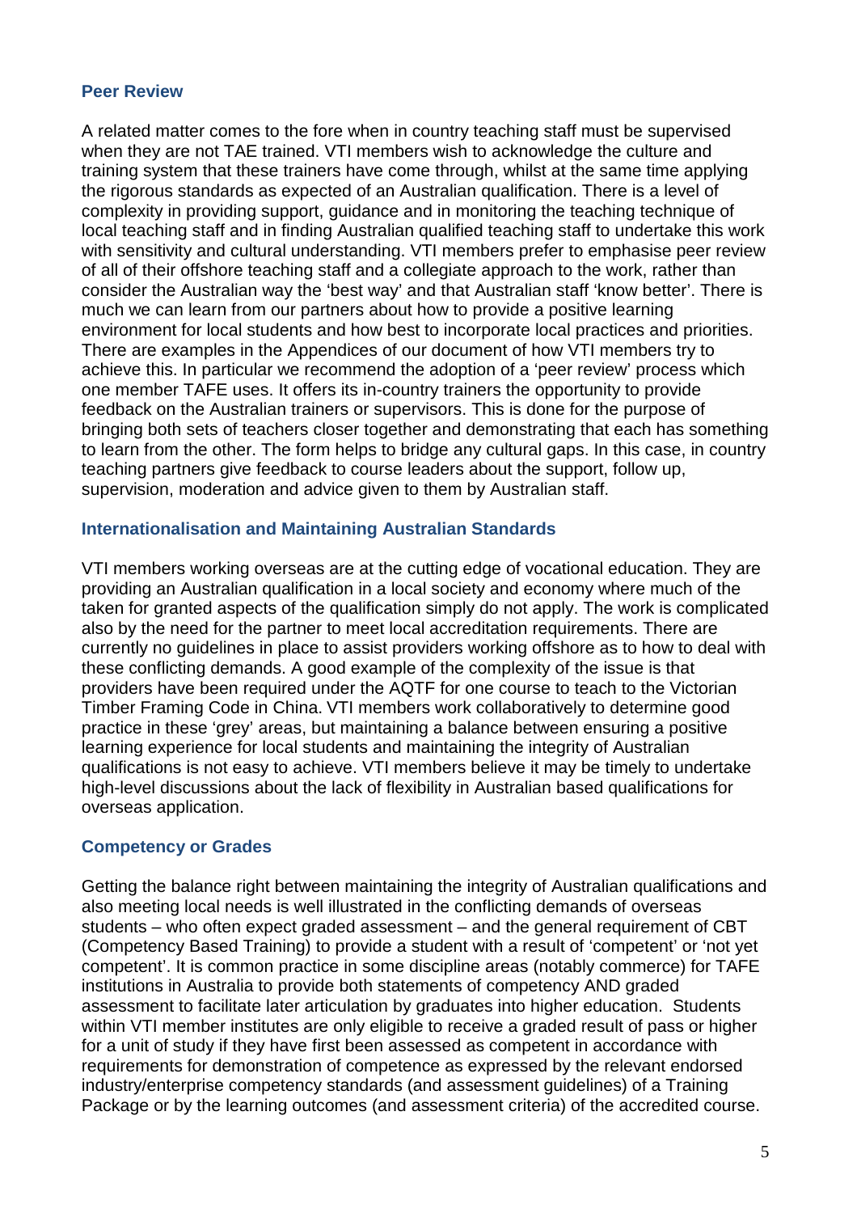### Peer Review

A related matter comes to the fore when in country teaching staff must be supervised when they are not TAE trained. VTI members wish to acknowledge the culture and training system that these trainers have come through, whilst at the same time applying the rigorous standards as expected of an Australian qualification. There is a level of complexity in providing support, guidance and in monitoring the teaching technique of local teaching staff and in finding Australian qualified teaching staff to undertake this work with sensitivity and cultural understanding. VTI members prefer to emphasise peer review of all of their offshore teaching staff and a collegiate approach to the work, rather than consider the Australian way the 'best way' and that Australian staff 'know better'. There is much we can learn from our partners about how to provide a positive learning environment for local students and how best to incorporate local practices and priorities. There are examples in the Appendices of our document of how VTI members try to achieve this. In particular we recommend the adoption of a 'peer review' process which one member TAFE uses. It offers its in-country trainers the opportunity to provide feedback on the Australian trainers or supervisors. This is done for the purpose of bringing both sets of teachers closer together and demonstrating that each has something to learn from the other. The form helps to bridge any cultural gaps. In this case, in country teaching partners give feedback to course leaders about the support, follow up, supervision, moderation and advice given to them by Australian staff.

### Internationalisation and Maintaining Australian Standards

VTI members working overseas are at the cutting edge of vocational education. They are providing an Australian qualification in a local society and economy where much of the taken for granted aspects of the qualification simply do not apply. The work is complicated also by the need for the partner to meet local accreditation requirements. There are currently no guidelines in place to assist providers working offshore as to how to deal with these conflicting demands. A good example of the complexity of the issue is that providers have been required under the AQTF for one course to teach to the Victorian Timber Framing Code in China. VTI members work collaboratively to determine good practice in these 'grey' areas, but maintaining a balance between ensuring a positive learning experience for local students and maintaining the integrity of Australian qualifications is not easy to achieve. VTI members believe it may be timely to undertake high-level discussions about the lack of flexibility in Australian based qualifications for overseas application.

### Competency or Grades

Getting the balance right between maintaining the integrity of Australian qualifications and also meeting local needs is well illustrated in the conflicting demands of overseas students – who often expect graded assessment – and the general requirement of CBT (Competency Based Training) to provide a student with a result of 'competent' or 'not yet competent'. It is common practice in some discipline areas (notably commerce) for TAFE institutions in Australia to provide both statements of competency AND graded assessment to facilitate later articulation by graduates into higher education. Students within VTI member institutes are only eligible to receive a graded result of pass or higher for a unit of study if they have first been assessed as competent in accordance with requirements for demonstration of competence as expressed by the relevant endorsed industry/enterprise competency standards (and assessment guidelines) of a Training Package or by the learning outcomes (and assessment criteria) of the accredited course.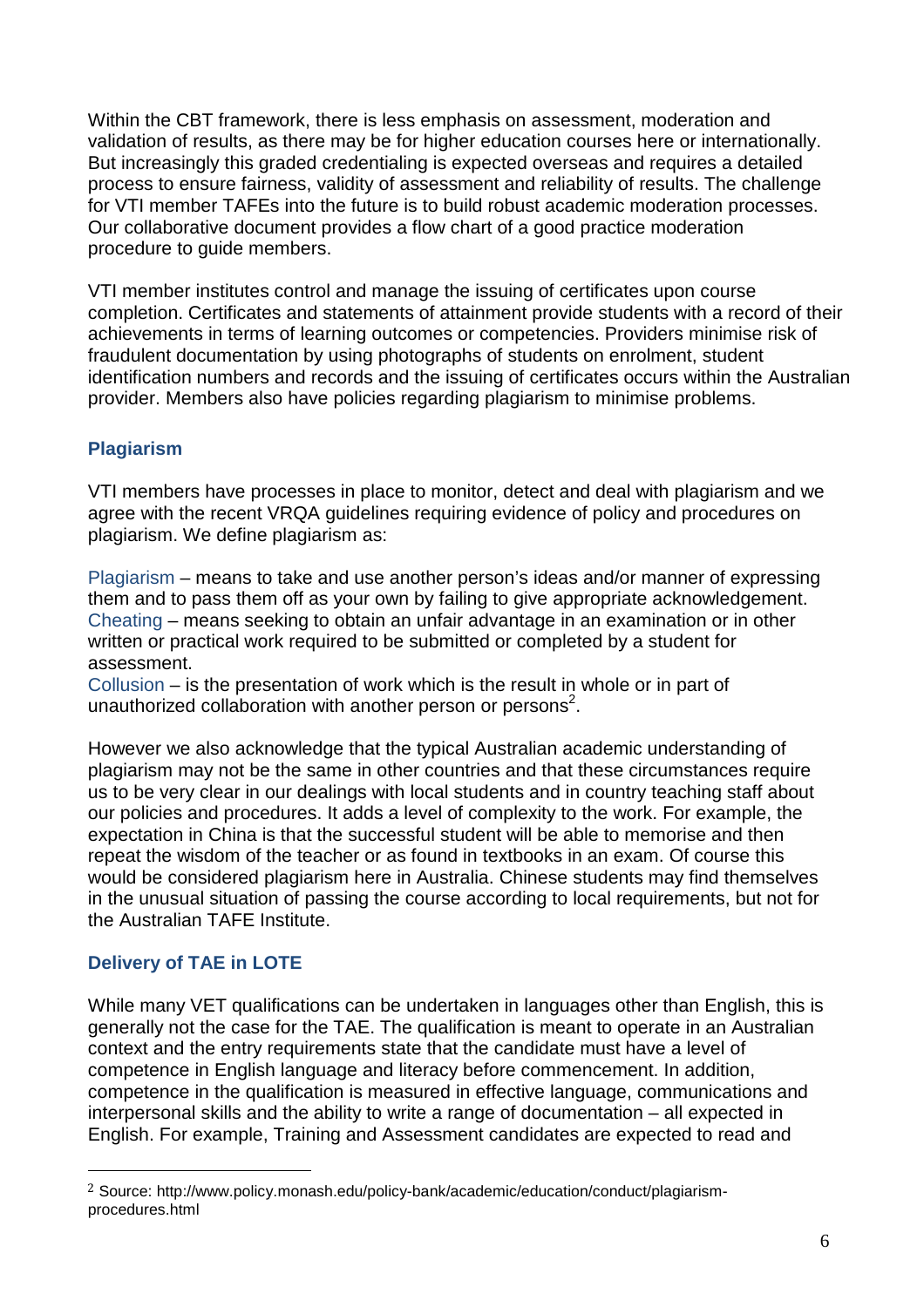Within the CBT framework, there is less emphasis on assessment, moderation and validation of results, as there may be for higher education courses here or internationally. But increasingly this graded credentialing is expected overseas and requires a detailed process to ensure fairness, validity of assessment and reliability of results. The challenge for VTI member TAFEs into the future is to build robust academic moderation processes. Our collaborative document provides a flow chart of a good practice moderation procedure to guide members.

VTI member institutes control and manage the issuing of certificates upon course completion. Certificates and statements of attainment provide students with a record of their achievements in terms of learning outcomes or competencies. Providers minimise risk of fraudulent documentation by using photographs of students on enrolment, student identification numbers and records and the issuing of certificates occurs within the Australian provider. Members also have policies regarding plagiarism to minimise problems.

### Plagiarism

VTI members have processes in place to monitor, detect and deal with plagiarism and we agree with the recent VRQA guidelines requiring evidence of policy and procedures on plagiarism. We define plagiarism as:

Plagiarism – means to take and use another person's ideas and/or manner of expressing them and to pass them off as your own by failing to give appropriate acknowledgement.
Cheating – means seeking to obtain an unfair advantage in an examination or in other written or practical work required to be submitted or completed by a student for assessment.
Collusion – is the presentation of work which is the result in whole or in part of unauthorized collaboration with another person or persons[2].

However we also acknowledge that the typical Australian academic understanding of plagiarism may not be the same in other countries and that these circumstances require us to be very clear in our dealings with local students and in country teaching staff about our policies and procedures. It adds a level of complexity to the work. For example, the expectation in China is that the successful student will be able to memorise and then repeat the wisdom of the teacher or as found in textbooks in an exam. Of course this would be considered plagiarism here in Australia. Chinese students may find themselves in the unusual situation of passing the course according to local requirements, but not for the Australian TAFE Institute.

### Delivery of TAE in LOTE

While many VET qualifications can be undertaken in languages other than English, this is generally not the case for the TAE. The qualification is meant to operate in an Australian context and the entry requirements state that the candidate must have a level of competence in English language and literacy before commencement. In addition, competence in the qualification is measured in effective language, communications and interpersonal skills and the ability to write a range of documentation – all expected in English. For example, Training and Assessment candidates are expected to read and

---

[2] Source: http://www.policy.monash.edu/policy-bank/academic/education/conduct/plagiarism-procedures.html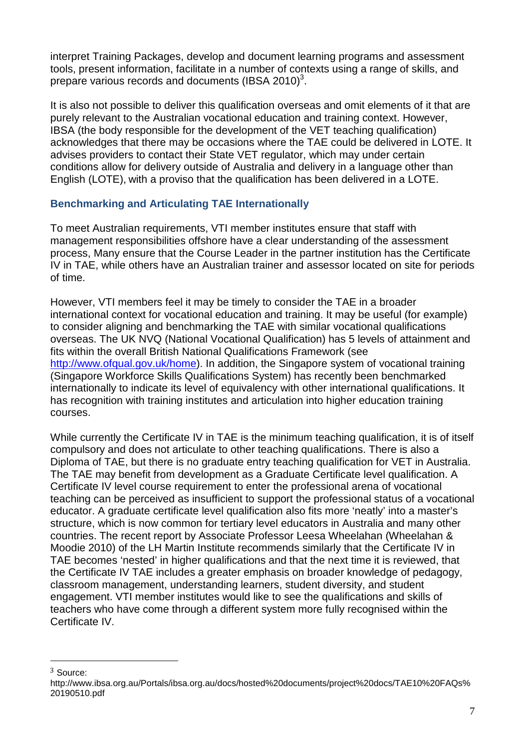interpret Training Packages, develop and document learning programs and assessment tools, present information, facilitate in a number of contexts using a range of skills, and prepare various records and documents (IBSA 2010)[3].

It is also not possible to deliver this qualification overseas and omit elements of it that are purely relevant to the Australian vocational education and training context. However, IBSA (the body responsible for the development of the VET teaching qualification) acknowledges that there may be occasions where the TAE could be delivered in LOTE. It advises providers to contact their State VET regulator, which may under certain conditions allow for delivery outside of Australia and delivery in a language other than English (LOTE), with a proviso that the qualification has been delivered in a LOTE.

### Benchmarking and Articulating TAE Internationally

To meet Australian requirements, VTI member institutes ensure that staff with management responsibilities offshore have a clear understanding of the assessment process, Many ensure that the Course Leader in the partner institution has the Certificate IV in TAE, while others have an Australian trainer and assessor located on site for periods of time.

However, VTI members feel it may be timely to consider the TAE in a broader international context for vocational education and training. It may be useful (for example) to consider aligning and benchmarking the TAE with similar vocational qualifications overseas. The UK NVQ (National Vocational Qualification) has 5 levels of attainment and fits within the overall British National Qualifications Framework (see http://www.ofqual.gov.uk/home). In addition, the Singapore system of vocational training (Singapore Workforce Skills Qualifications System) has recently been benchmarked internationally to indicate its level of equivalency with other international qualifications. It has recognition with training institutes and articulation into higher education training courses.

While currently the Certificate IV in TAE is the minimum teaching qualification, it is of itself compulsory and does not articulate to other teaching qualifications. There is also a Diploma of TAE, but there is no graduate entry teaching qualification for VET in Australia. The TAE may benefit from development as a Graduate Certificate level qualification. A Certificate IV level course requirement to enter the professional arena of vocational teaching can be perceived as insufficient to support the professional status of a vocational educator. A graduate certificate level qualification also fits more 'neatly' into a master's structure, which is now common for tertiary level educators in Australia and many other countries. The recent report by Associate Professor Leesa Wheelahan (Wheelahan & Moodie 2010) of the LH Martin Institute recommends similarly that the Certificate IV in TAE becomes 'nested' in higher qualifications and that the next time it is reviewed, that the Certificate IV TAE includes a greater emphasis on broader knowledge of pedagogy, classroom management, understanding learners, student diversity, and student engagement. VTI member institutes would like to see the qualifications and skills of teachers who have come through a different system more fully recognised within the Certificate IV.

---

[3] Source: http://www.ibsa.org.au/Portals/ibsa.org.au/docs/hosted%20documents/project%20docs/TAE10%20FAQs%20190510.pdf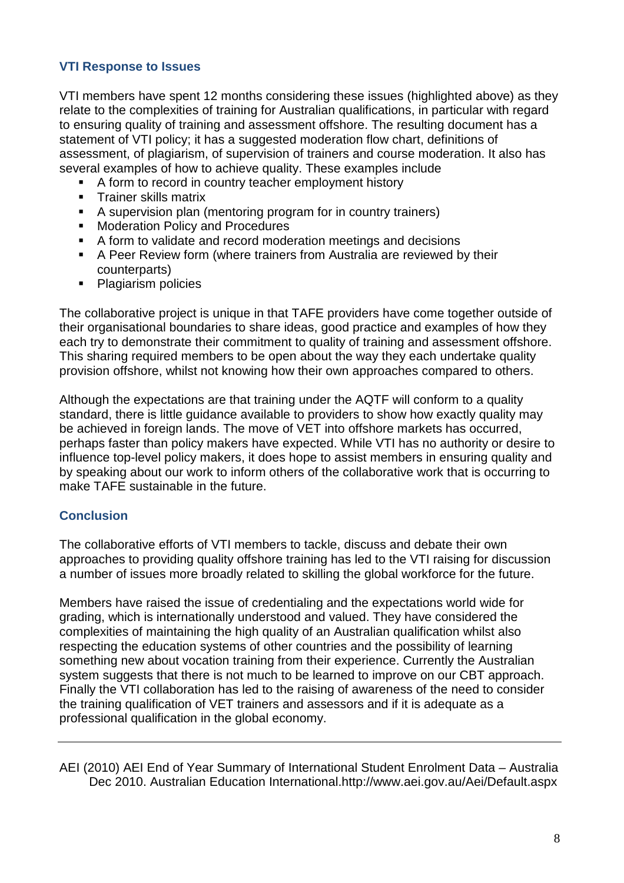## VTI Response to Issues

VTI members have spent 12 months considering these issues (highlighted above) as they relate to the complexities of training for Australian qualifications, in particular with regard to ensuring quality of training and assessment offshore. The resulting document has a statement of VTI policy; it has a suggested moderation flow chart, definitions of assessment, of plagiarism, of supervision of trainers and course moderation. It also has several examples of how to achieve quality. These examples include

- A form to record in country teacher employment history
- Trainer skills matrix
- A supervision plan (mentoring program for in country trainers)
- Moderation Policy and Procedures
- A form to validate and record moderation meetings and decisions
- A Peer Review form (where trainers from Australia are reviewed by their counterparts)
- Plagiarism policies

The collaborative project is unique in that TAFE providers have come together outside of their organisational boundaries to share ideas, good practice and examples of how they each try to demonstrate their commitment to quality of training and assessment offshore. This sharing required members to be open about the way they each undertake quality provision offshore, whilst not knowing how their own approaches compared to others.

Although the expectations are that training under the AQTF will conform to a quality standard, there is little guidance available to providers to show how exactly quality may be achieved in foreign lands. The move of VET into offshore markets has occurred, perhaps faster than policy makers have expected. While VTI has no authority or desire to influence top-level policy makers, it does hope to assist members in ensuring quality and by speaking about our work to inform others of the collaborative work that is occurring to make TAFE sustainable in the future.

## Conclusion

The collaborative efforts of VTI members to tackle, discuss and debate their own approaches to providing quality offshore training has led to the VTI raising for discussion a number of issues more broadly related to skilling the global workforce for the future.

Members have raised the issue of credentialing and the expectations world wide for grading, which is internationally understood and valued. They have considered the complexities of maintaining the high quality of an Australian qualification whilst also respecting the education systems of other countries and the possibility of learning something new about vocation training from their experience. Currently the Australian system suggests that there is not much to be learned to improve on our CBT approach. Finally the VTI collaboration has led to the raising of awareness of the need to consider the training qualification of VET trainers and assessors and if it is adequate as a professional qualification in the global economy.

---

AEI (2010) AEI End of Year Summary of International Student Enrolment Data – Australia Dec 2010. Australian Education International.http://www.aei.gov.au/Aei/Default.aspx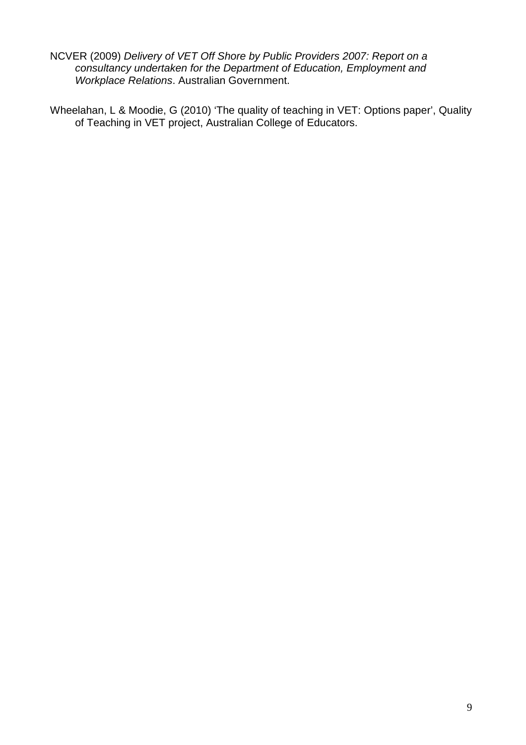NCVER (2009) *Delivery of VET Off Shore by Public Providers 2007: Report on a consultancy undertaken for the Department of Education, Employment and Workplace Relations*. Australian Government.

Wheelahan, L & Moodie, G (2010) 'The quality of teaching in VET: Options paper', Quality of Teaching in VET project, Australian College of Educators.